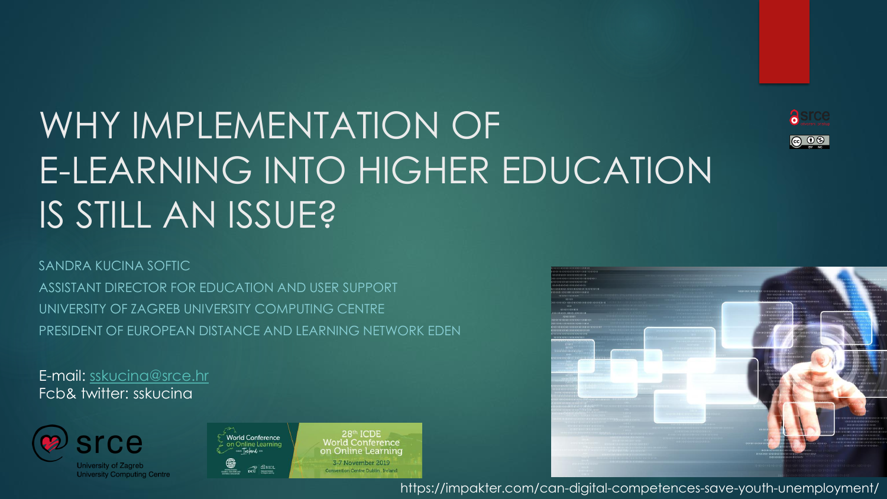# WHY IMPLEMENTATION OF E-LEARNING INTO HIGHER EDUCATION IS STILL AN ISSUE?

SANDRA KUCINA SOFTIC

ASSISTANT DIRECTOR FOR EDUCATION AND USER SUPPORT

UNIVERSITY OF ZAGREB UNIVERSITY COMPUTING CENTRE

PRESIDENT OF EUROPEAN DISTANCE AND LEARNING NETWORK EDEN

E-mail: sskucina@srce.hr
Fcb& twitter: sskucina

srce
University of Zagreb
University Computing Centre

World Conference on Online Learning

28th ICDE World Conference on Online Learning
3-7 November 2019
Convention Centre Dublin, Ireland

https://impakter.com/can-digital-competences-save-youth-unemployment/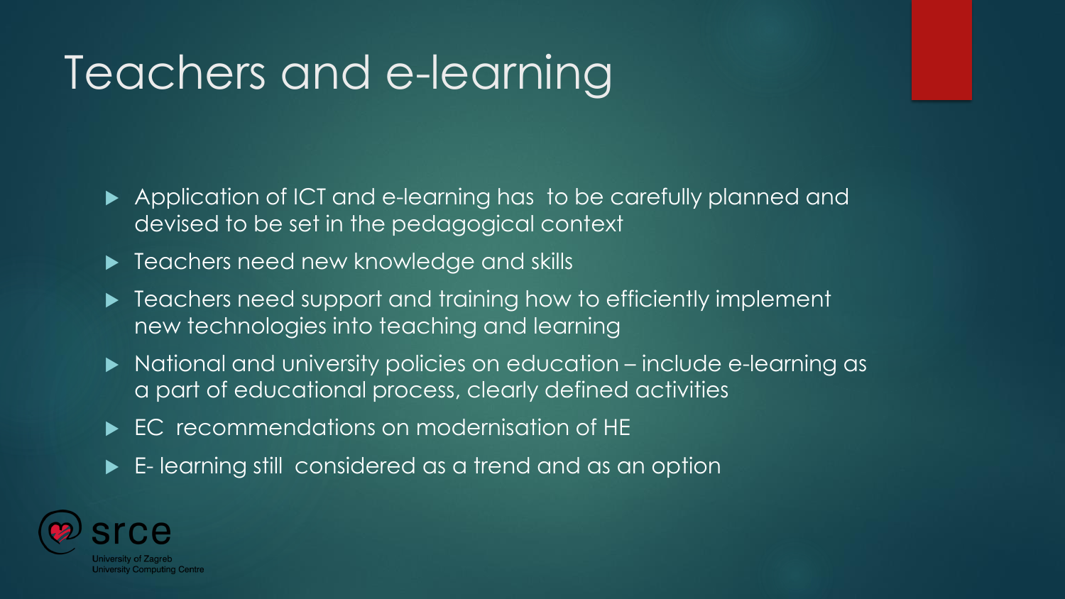# Teachers and e-learning

- Application of ICT and e-learning has to be carefully planned and devised to be set in the pedagogical context
- Teachers need new knowledge and skills
- Teachers need support and training how to efficiently implement new technologies into teaching and learning
- National and university policies on education – include e-learning as a part of educational process, clearly defined activities
- EC recommendations on modernisation of HE
- E- learning still considered as a trend and as an option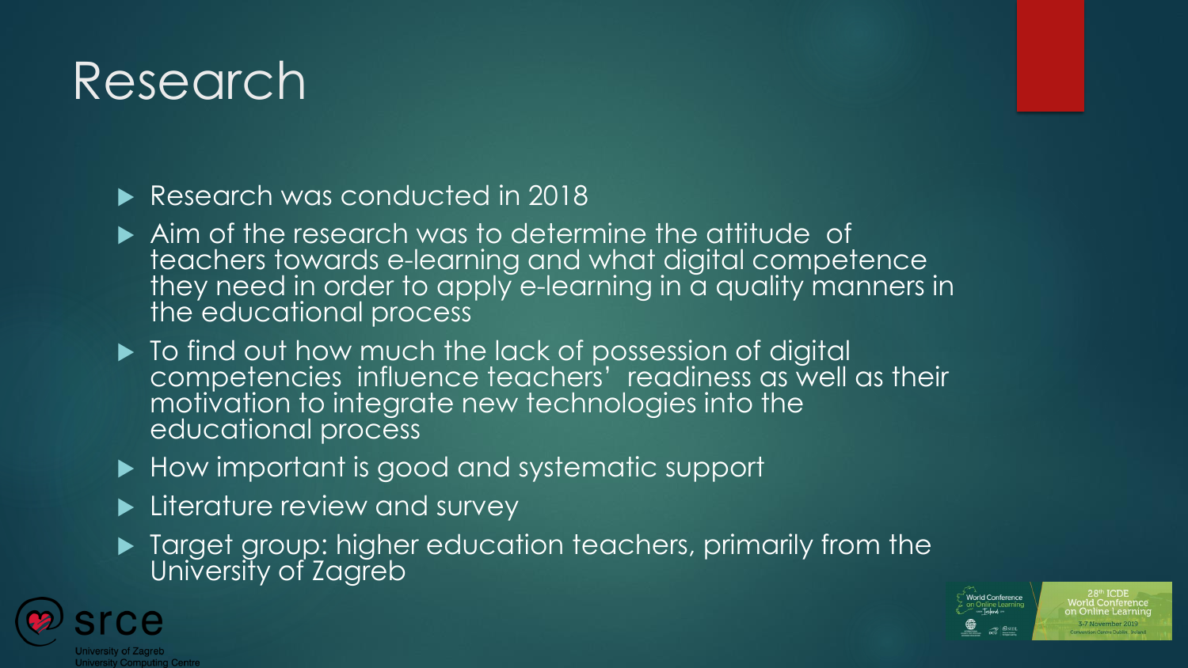# Research

- Research was conducted in 2018
- Aim of the research was to determine the attitude of teachers towards e-learning and what digital competence they need in order to apply e-learning in a quality manners in the educational process
- To find out how much the lack of possession of digital competencies influence teachers' readiness as well as their motivation to integrate new technologies into the educational process
- How important is good and systematic support
- Literature review and survey
- Target group: higher education teachers, primarily from the University of Zagreb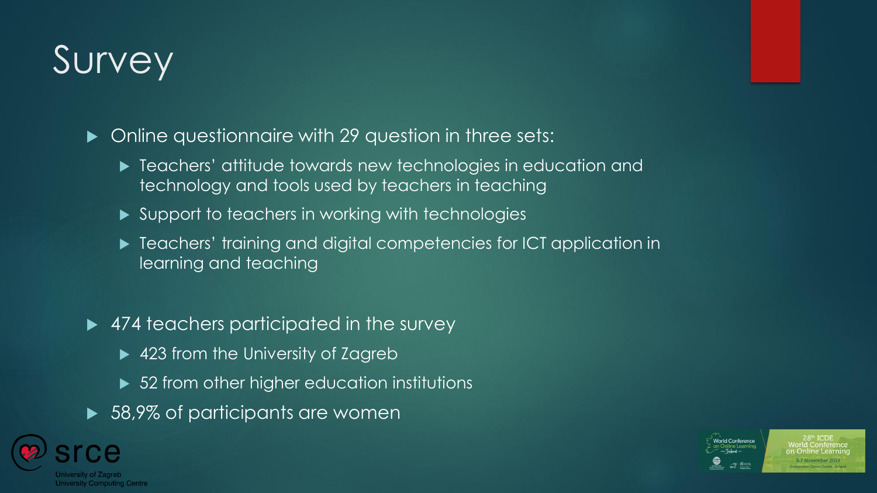# Survey

- Online questionnaire with 29 question in three sets:
  - Teachers' attitude towards new technologies in education and technology and tools used by teachers in teaching
  - Support to teachers in working with technologies
  - Teachers' training and digital competencies for ICT application in learning and teaching
- 474 teachers participated in the survey
  - 423 from the University of Zagreb
  - 52 from other higher education institutions
- 58,9% of participants are women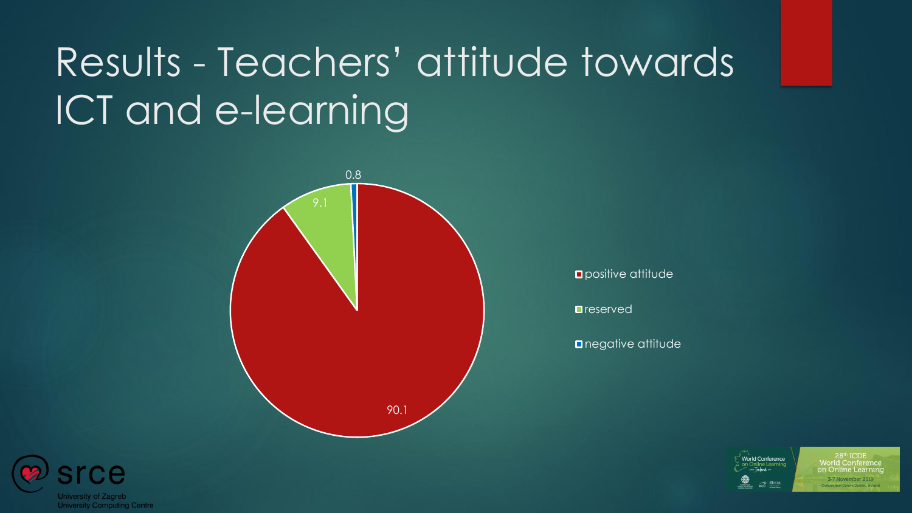# Results - Teachers' attitude towards ICT and e-learning

| Attitude | % |
| --- | --- |
| positive attitude | 90.1 |
| reserved | 9.1 |
| negative attitude | 0.8 |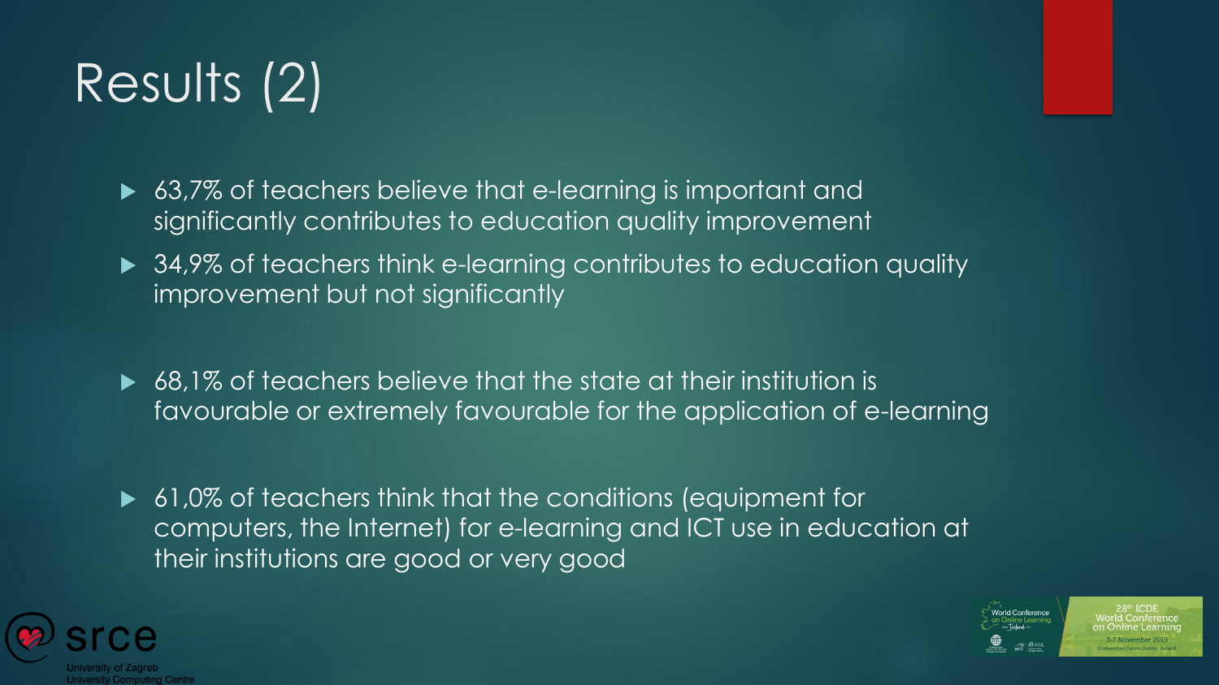# Results (2)

- 63,7% of teachers believe that e-learning is important and significantly contributes to education quality improvement
- 34,9% of teachers think e-learning contributes to education quality improvement but not significantly

- 68,1% of teachers believe that the state at their institution is favourable or extremely favourable for the application of e-learning

- 61,0% of teachers think that the conditions (equipment for computers, the Internet) for e-learning and ICT use in education at their institutions are good or very good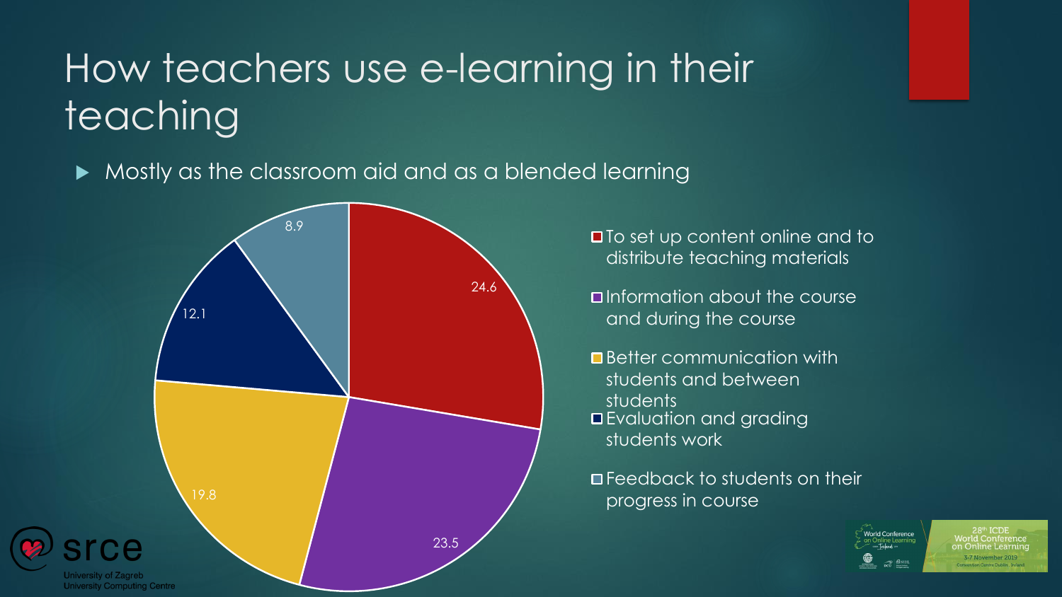# How teachers use e-learning in their teaching

- Mostly as the classroom aid and as a blended learning

| Category | Value |
| --- | --- |
| To set up content online and to distribute teaching materials | 24.6 |
| Information about the course and during the course | 23.5 |
| Better communication with students and between students | 19.8 |
| Evaluation and grading students work | 12.1 |
| Feedback to students on their progress in course | 8.9 |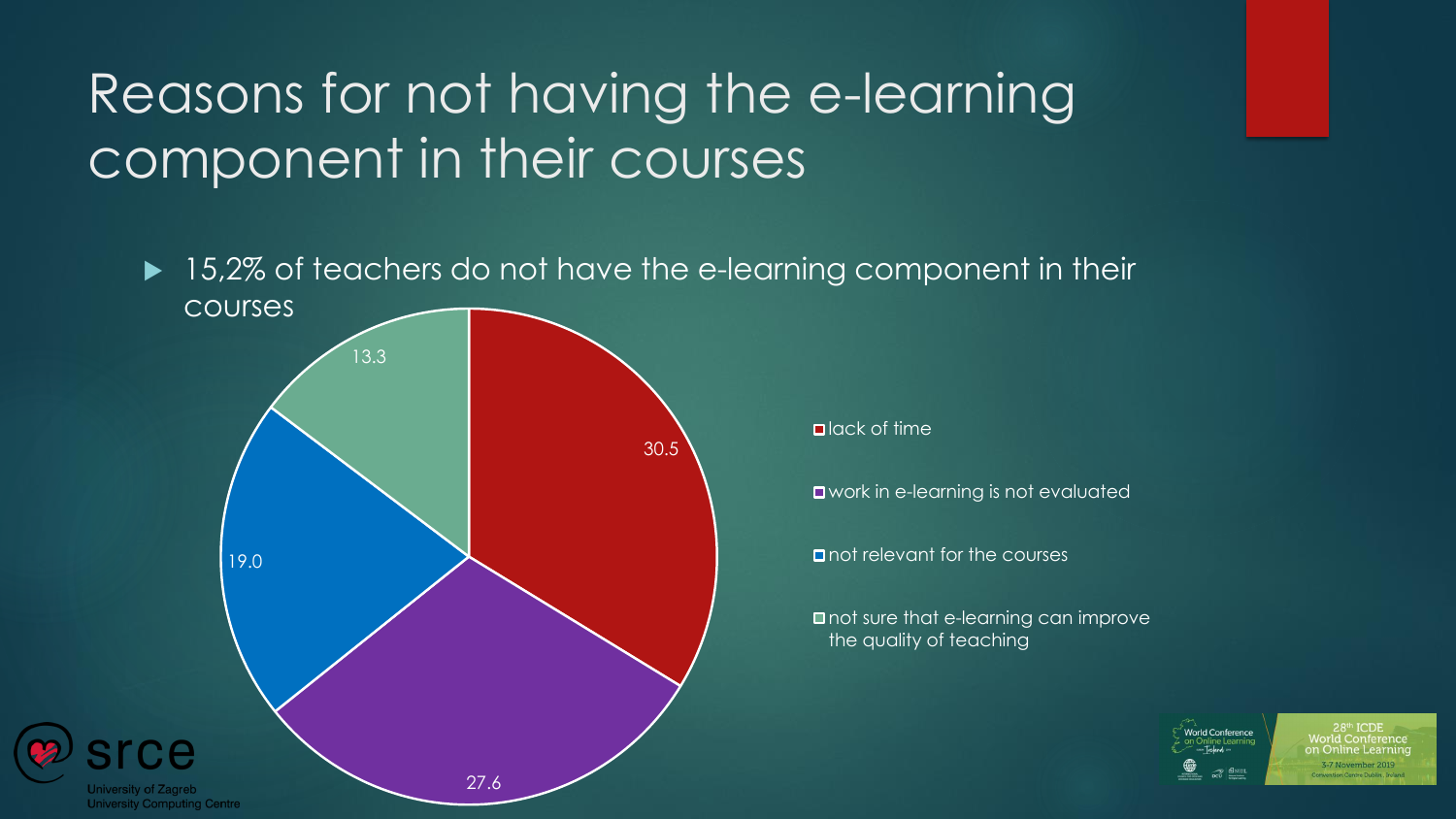# Reasons for not having the e-learning component in their courses

- 15,2% of teachers do not have the e-learning component in their courses

| Reason | % |
|---|---|
| lack of time | 30.5 |
| work in e-learning is not evaluated | 27.6 |
| not relevant for the courses | 19.0 |
| not sure that e-learning can improve the quality of teaching | 13.3 |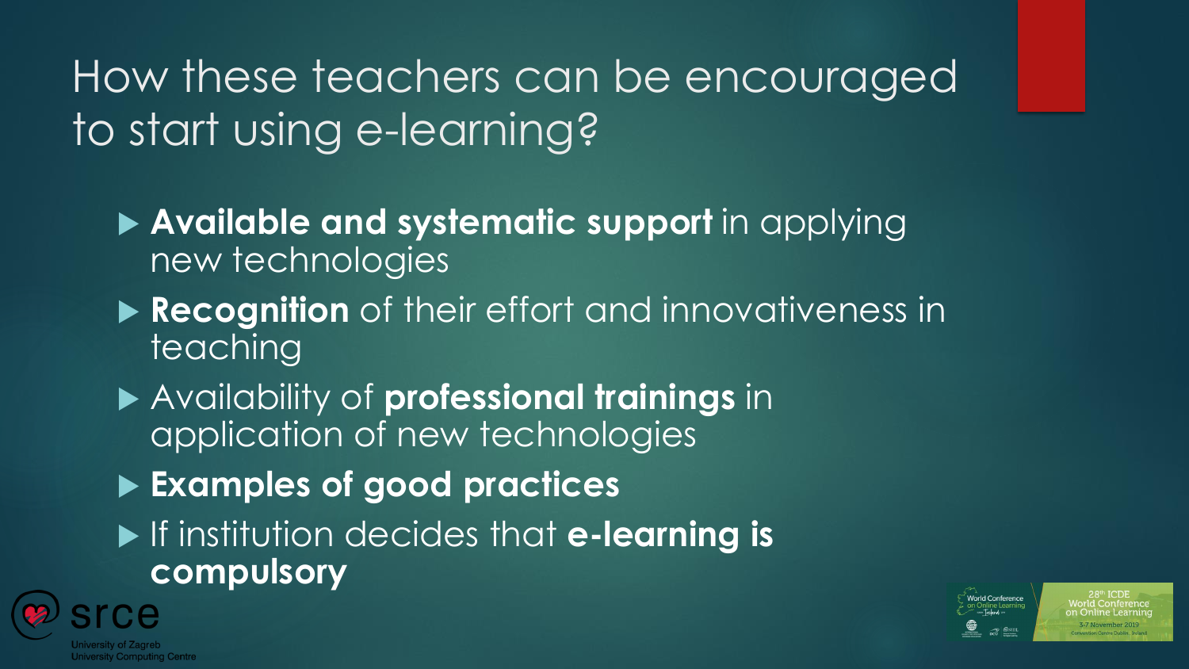# How these teachers can be encouraged to start using e-learning?

- **Available and systematic support** in applying new technologies
- **Recognition** of their effort and innovativeness in teaching
- Availability of **professional trainings** in application of new technologies
- **Examples of good practices**
- If institution decides that **e-learning is compulsory**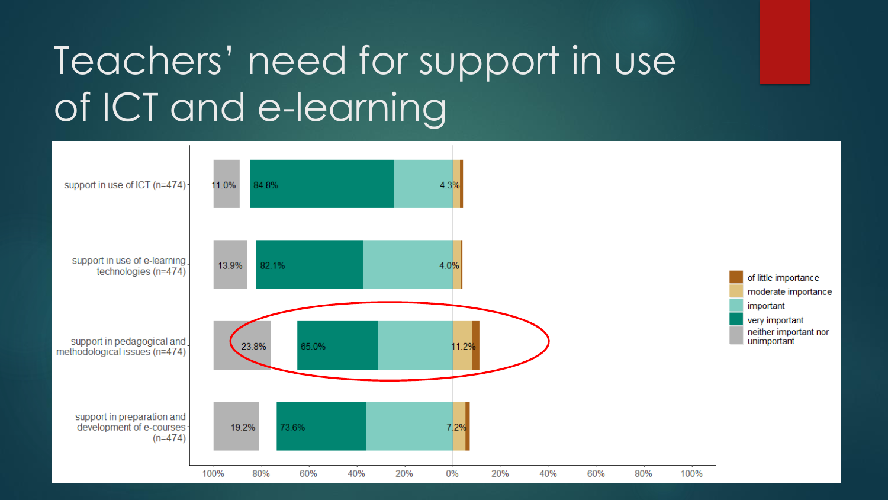# Teachers' need for support in use of ICT and e-learning

| | neither important nor unimportant | very important + important | moderate importance + of little importance |
|---|---|---|---|
| support in use of ICT (n=474) | 11.0% | 84.8% | 4.3% |
| support in use of e-learning technologies (n=474) | 13.9% | 82.1% | 4.0% |
| support in pedagogical and methodological issues (n=474) | 23.8% | 65.0% | 11.2% |
| support in preparation and development of e-courses (n=474) | 19.2% | 73.6% | 7.2% |

Legend: of little importance; moderate importance; important; very important; neither important nor unimportant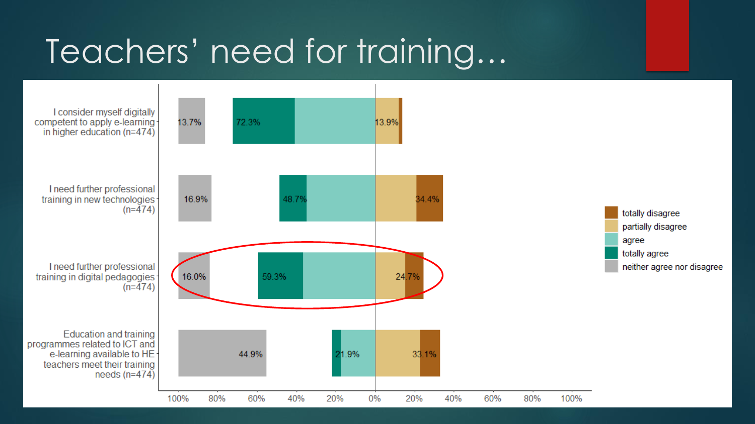# Teachers' need for training…

| Statement | neither agree nor disagree | agree (totally agree + agree) | disagree (partially + totally disagree) |
|---|---|---|---|
| I consider myself digitally competent to apply e-learning in higher education (n=474) | 13.7% | 72.3% | 13.9% |
| I need further professional training in new technologies (n=474) | 16.9% | 48.7% | 34.4% |
| I need further professional training in digital pedagogies (n=474) | 16.0% | 59.3% | 24.7% |
| Education and training programmes related to ICT and e-learning available to HE teachers meet their training needs (n=474) | 44.9% | 21.9% | 33.1% |

Legend: totally disagree, partially disagree, agree, totally agree, neither agree nor disagree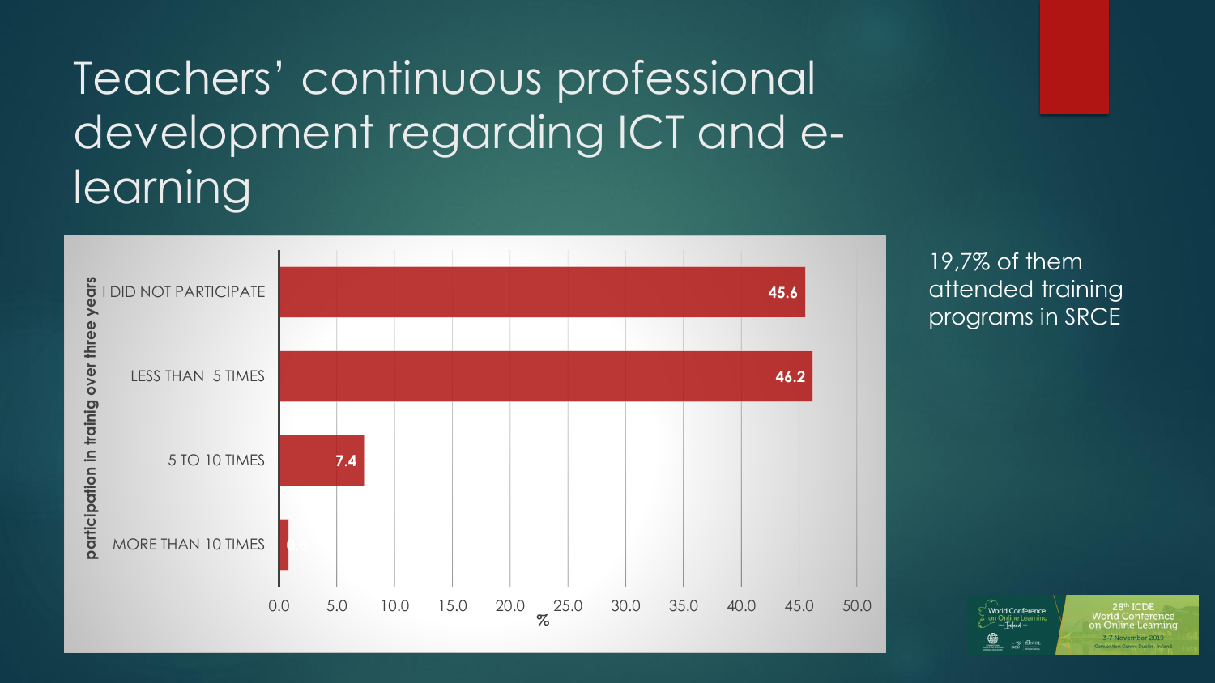# Teachers' continuous professional development regarding ICT and e-learning

| participation in training over three years | % |
| --- | --- |
| I DID NOT PARTICIPATE | 45.6 |
| LESS THAN 5 TIMES | 46.2 |
| 5 TO 10 TIMES | 7.4 |
| MORE THAN 10 TIMES | 0.8 |

19,7% of them attended training programs in SRCE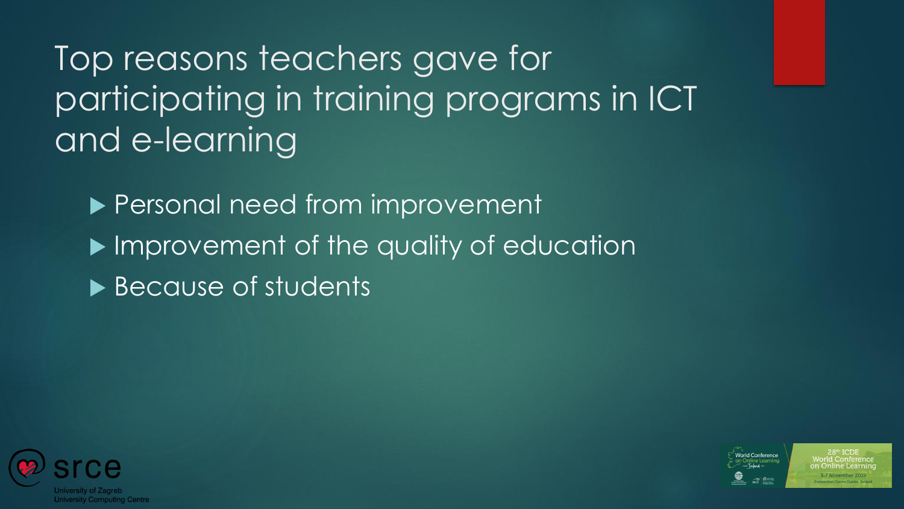# Top reasons teachers gave for participating in training programs in ICT and e-learning

- Personal need from improvement
- Improvement of the quality of education
- Because of students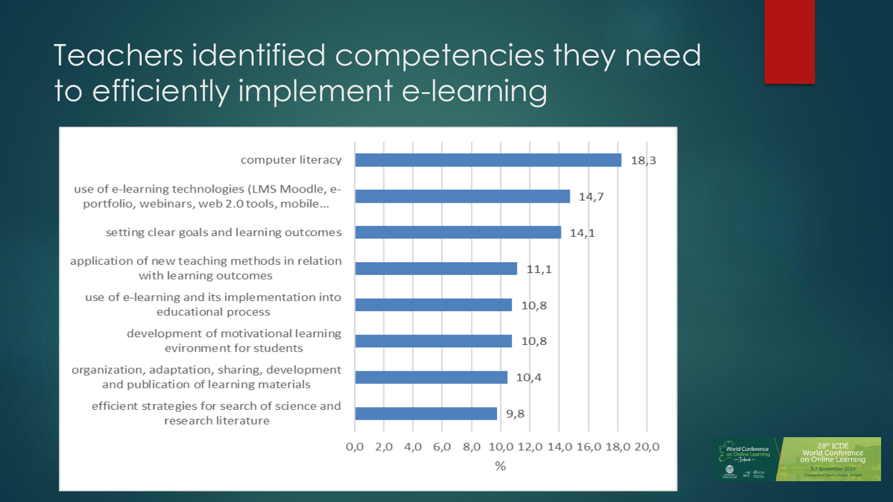# Teachers identified competencies they need to efficiently implement e-learning

| Competency | % |
|---|---|
| computer literacy | 18,3 |
| use of e-learning technologies (LMS Moodle, e-portfolio, webinars, web 2.0 tools, mobile... | 14,7 |
| setting clear goals and learning outcomes | 14,1 |
| application of new teaching methods in relation with learning outcomes | 11,1 |
| use of e-learning and its implementation into educational process | 10,8 |
| development of motivational learning evironment for students | 10,8 |
| organization, adaptation, sharing, development and publication of learning materials | 10,4 |
| efficient strategies for search of science and research literature | 9,8 |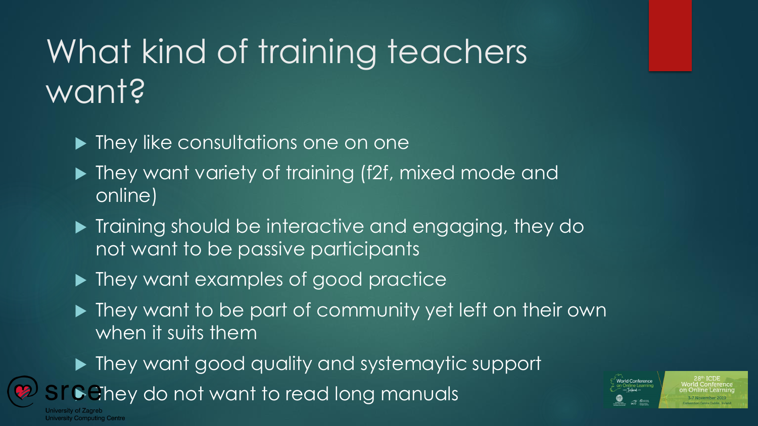# What kind of training teachers want?

- They like consultations one on one
- They want variety of training (f2f, mixed mode and online)
- Training should be interactive and engaging, they do not want to be passive participants
- They want examples of good practice
- They want to be part of community yet left on their own when it suits them
- They want good quality and systemaytic support
- They do not want to read long manuals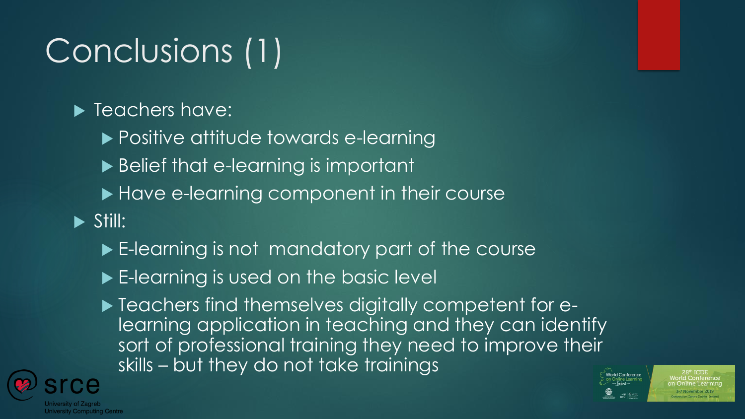# Conclusions (1)

- Teachers have:
  - Positive attitude towards e-learning
  - Belief that e-learning is important
  - Have e-learning component in their course
- Still:
  - E-learning is not mandatory part of the course
  - E-learning is used on the basic level
  - Teachers find themselves digitally competent for e-learning application in teaching and they can identify sort of professional training they need to improve their skills – but they do not take trainings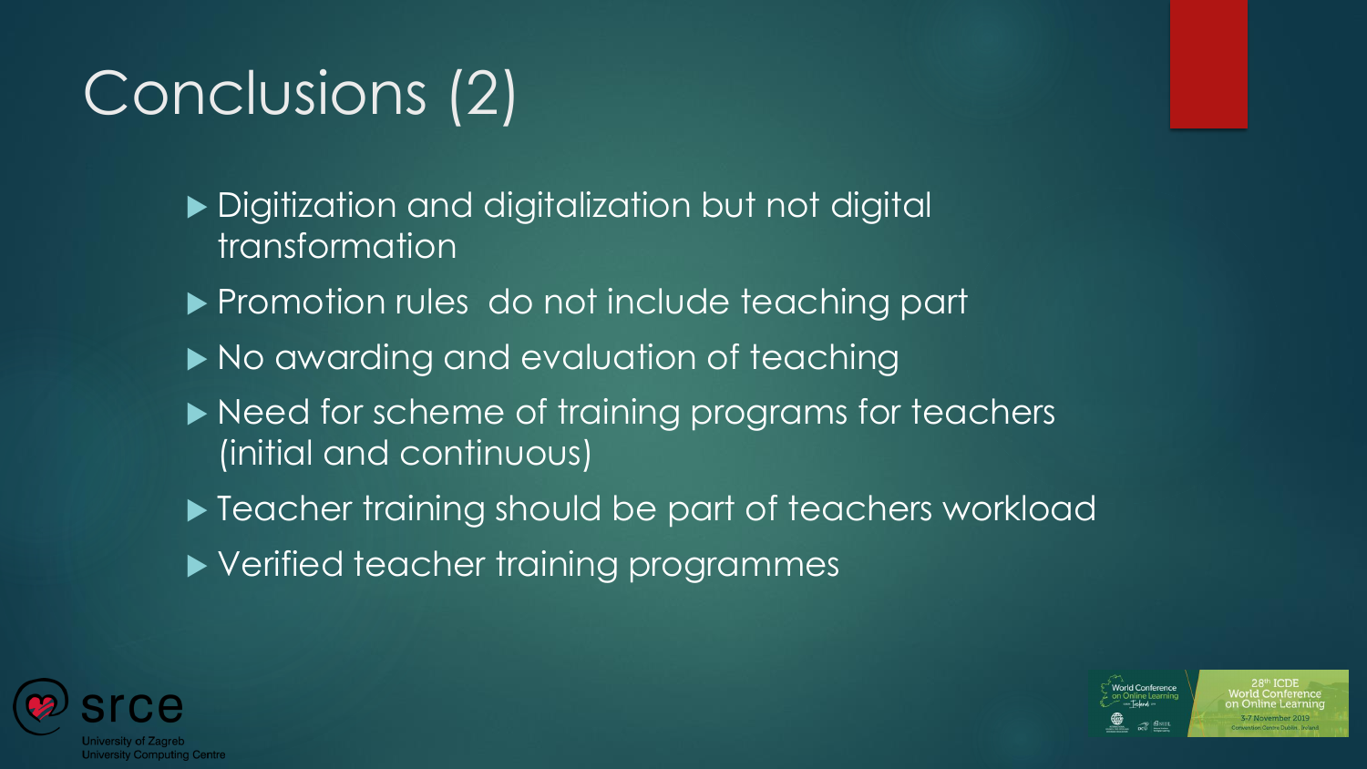# Conclusions (2)

- Digitization and digitalization but not digital transformation
- Promotion rules  do not include teaching part
- No awarding and evaluation of teaching
- Need for scheme of training programs for teachers (initial and continuous)
- Teacher training should be part of teachers workload
- Verified teacher training programmes